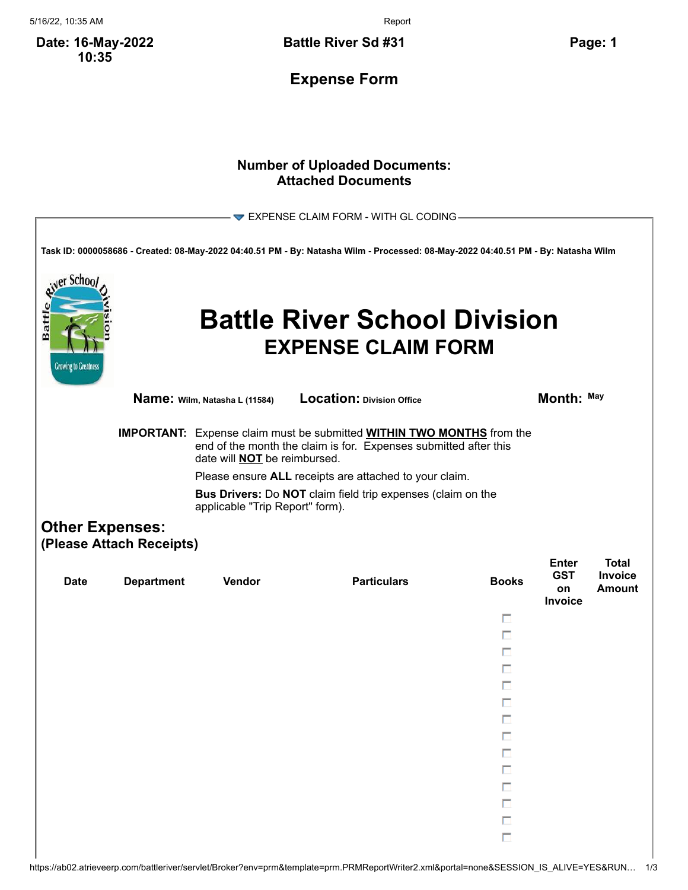**Date: 16-May-2022 10:35**

**Battle River Sd #31**

## Expense Form

**Number of Uploaded Documents:**
**Attached Documents**

EXPENSE CLAIM FORM - WITH GL CODING

**Task ID: 0000058686 - Created: 08-May-2022 04:40.51 PM - By: Natasha Wilm - Processed: 08-May-2022 04:40.51 PM - By: Natasha Wilm**

# Battle River School Division
## EXPENSE CLAIM FORM

**Name:** Wilm, Natasha L (11584) **Location:** Division Office **Month:** May

**IMPORTANT:** Expense claim must be submitted **WITHIN TWO MONTHS** from the end of the month the claim is for. Expenses submitted after this date will **NOT** be reimbursed.

Please ensure **ALL** receipts are attached to your claim.

**Bus Drivers:** Do **NOT** claim field trip expenses (claim on the applicable "Trip Report" form).

### Other Expenses:
**(Please Attach Receipts)**

| Date | Department | Vendor | Particulars | Books | Enter GST on Invoice | Total Invoice Amount |
|---|---|---|---|---|---|---|
| | | | | ☐ | | |
| | | | | ☐ | | |
| | | | | ☐ | | |
| | | | | ☐ | | |
| | | | | ☐ | | |
| | | | | ☐ | | |
| | | | | ☐ | | |
| | | | | ☐ | | |
| | | | | ☐ | | |
| | | | | ☐ | | |
| | | | | ☐ | | |
| | | | | ☐ | | |
| | | | | ☐ | | |
| | | | | ☐ | | |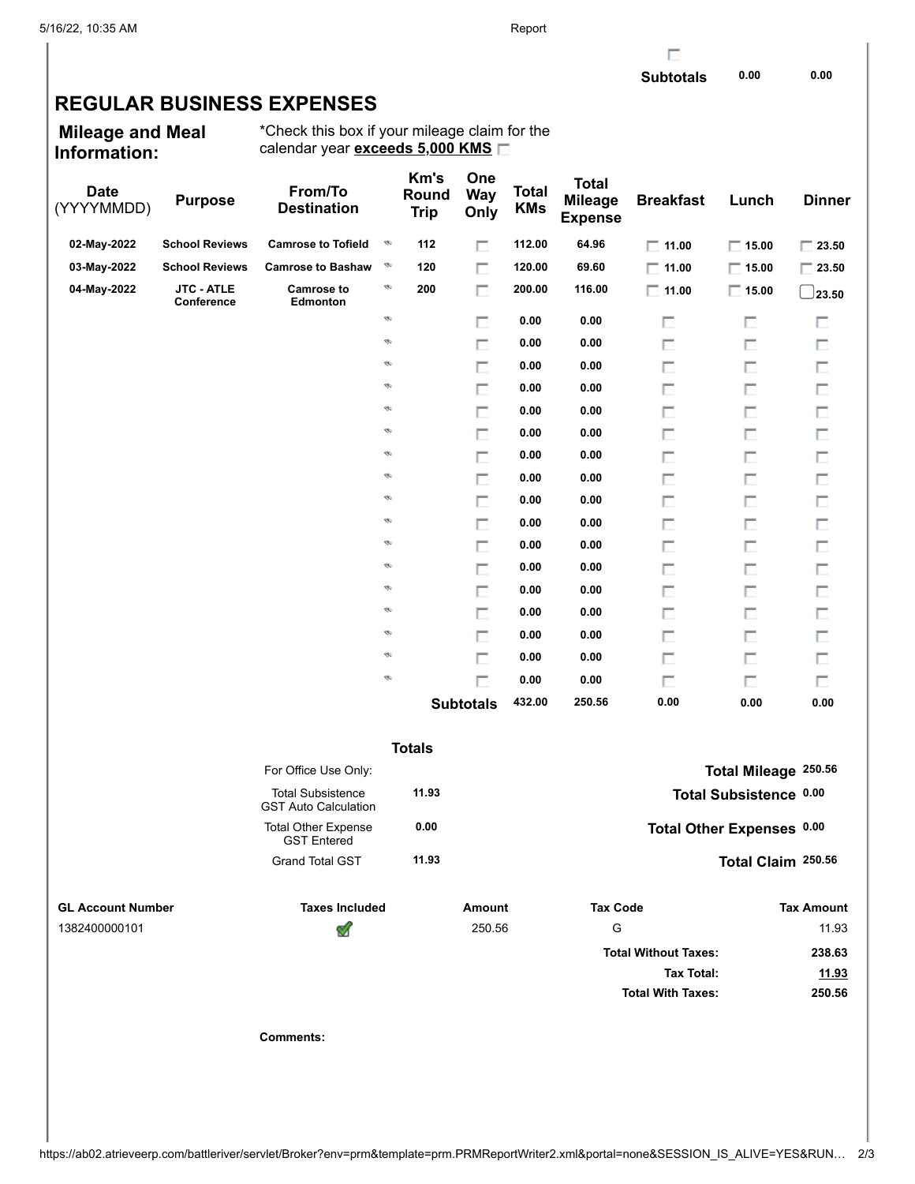| | Subtotals | 0.00 | 0.00 |
|---|---|---|---|

# REGULAR BUSINESS EXPENSES

**Mileage and Meal Information:**

*Check this box if your mileage claim for the calendar year **exceeds 5,000 KMS** ☐

| Date (YYYYMMDD) | Purpose | From/To Destination | Km's Round Trip | One Way Only | Total KMs | Total Mileage Expense | Breakfast | Lunch | Dinner |
|---|---|---|---|---|---|---|---|---|---|
| 02-May-2022 | School Reviews | Camrose to Tofield | 112 | ☐ | 112.00 | 64.96 | ☐ 11.00 | ☐ 15.00 | ☐ 23.50 |
| 03-May-2022 | School Reviews | Camrose to Bashaw | 120 | ☐ | 120.00 | 69.60 | ☐ 11.00 | ☐ 15.00 | ☐ 23.50 |
| 04-May-2022 | JTC - ATLE Conference | Camrose to Edmonton | 200 | ☐ | 200.00 | 116.00 | ☐ 11.00 | ☐ 15.00 | ☐ 23.50 |
| | | | | ☐ | 0.00 | 0.00 | ☐ | ☐ | ☐ |
| | | | | ☐ | 0.00 | 0.00 | ☐ | ☐ | ☐ |
| | | | | ☐ | 0.00 | 0.00 | ☐ | ☐ | ☐ |
| | | | | ☐ | 0.00 | 0.00 | ☐ | ☐ | ☐ |
| | | | | ☐ | 0.00 | 0.00 | ☐ | ☐ | ☐ |
| | | | | ☐ | 0.00 | 0.00 | ☐ | ☐ | ☐ |
| | | | | ☐ | 0.00 | 0.00 | ☐ | ☐ | ☐ |
| | | | | ☐ | 0.00 | 0.00 | ☐ | ☐ | ☐ |
| | | | | ☐ | 0.00 | 0.00 | ☐ | ☐ | ☐ |
| | | | | ☐ | 0.00 | 0.00 | ☐ | ☐ | ☐ |
| | | | | ☐ | 0.00 | 0.00 | ☐ | ☐ | ☐ |
| | | | | ☐ | 0.00 | 0.00 | ☐ | ☐ | ☐ |
| | | | | ☐ | 0.00 | 0.00 | ☐ | ☐ | ☐ |
| | | | | ☐ | 0.00 | 0.00 | ☐ | ☐ | ☐ |
| | | | | ☐ | 0.00 | 0.00 | ☐ | ☐ | ☐ |
| | | | | ☐ | 0.00 | 0.00 | ☐ | ☐ | ☐ |
| | | | | ☐ | 0.00 | 0.00 | ☐ | ☐ | ☐ |
| | | | | **Subtotals** | 432.00 | 250.56 | 0.00 | 0.00 | 0.00 |

**Totals**

| For Office Use Only: | | | |
|---|---|---|---|
| Total Subsistence GST Auto Calculation | 11.93 | **Total Mileage** | 250.56 |
| Total Other Expense GST Entered | 0.00 | **Total Subsistence** | 0.00 |
| Grand Total GST | 11.93 | **Total Other Expenses** | 0.00 |
| | | **Total Claim** | 250.56 |

| GL Account Number | Taxes Included | Amount | Tax Code | Tax Amount |
|---|---|---|---|---|
| 1382400000101 | ✔ | 250.56 | G | 11.93 |
| | | | **Total Without Taxes:** | **238.63** |
| | | | **Tax Total:** | **11.93** |
| | | | **Total With Taxes:** | **250.56** |

**Comments:**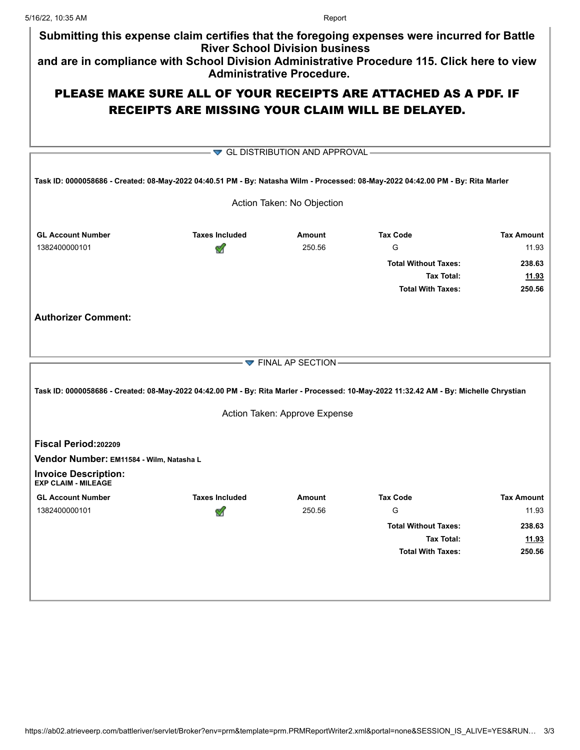**Submitting this expense claim certifies that the foregoing expenses were incurred for Battle River School Division business and are in compliance with School Division Administrative Procedure 115. Click here to view Administrative Procedure.**

## PLEASE MAKE SURE ALL OF YOUR RECEIPTS ARE ATTACHED AS A PDF. IF RECEIPTS ARE MISSING YOUR CLAIM WILL BE DELAYED.

### GL DISTRIBUTION AND APPROVAL

**Task ID: 0000058686 - Created: 08-May-2022 04:40.51 PM - By: Natasha Wilm - Processed: 08-May-2022 04:42.00 PM - By: Rita Marler**

Action Taken: No Objection

| GL Account Number | Taxes Included | Amount | Tax Code | Tax Amount |
|---|---|---|---|---|
| 1382400000101 | ✔ | 250.56 | G | 11.93 |
| | | | **Total Without Taxes:** | **238.63** |
| | | | **Tax Total:** | **11.93** |
| | | | **Total With Taxes:** | **250.56** |

**Authorizer Comment:**

### FINAL AP SECTION

**Task ID: 0000058686 - Created: 08-May-2022 04:42.00 PM - By: Rita Marler - Processed: 10-May-2022 11:32.42 AM - By: Michelle Chrystian**

Action Taken: Approve Expense

**Fiscal Period:** **202209**

**Vendor Number:** **EM11584 - Wilm, Natasha L**

**Invoice Description:**
**EXP CLAIM - MILEAGE**

| GL Account Number | Taxes Included | Amount | Tax Code | Tax Amount |
|---|---|---|---|---|
| 1382400000101 | ✔ | 250.56 | G | 11.93 |
| | | | **Total Without Taxes:** | **238.63** |
| | | | **Tax Total:** | **11.93** |
| | | | **Total With Taxes:** | **250.56** |